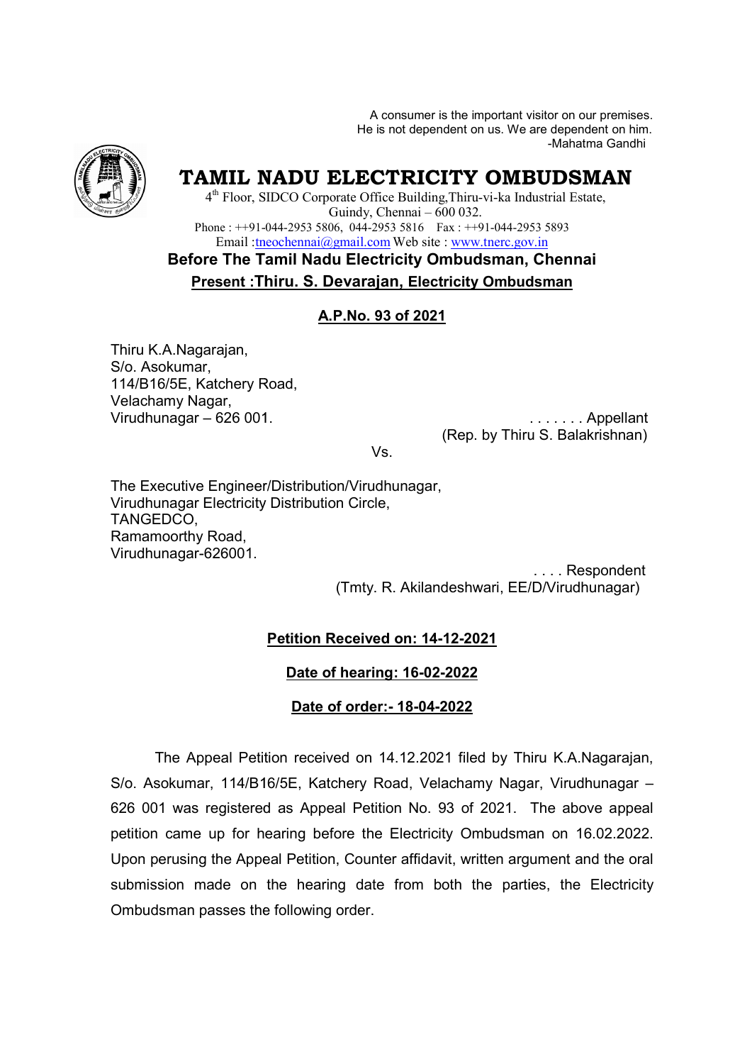A consumer is the important visitor on our premises.
He is not dependent on us. We are dependent on him.
-Mahatma Gandhi

# TAMIL NADU ELECTRICITY OMBUDSMAN

4th Floor, SIDCO Corporate Office Building,Thiru-vi-ka Industrial Estate,
Guindy, Chennai – 600 032.
Phone : ++91-044-2953 5806, 044-2953 5816 Fax : ++91-044-2953 5893
Email :tneochennai@gmail.com Web site : www.tnerc.gov.in

**Before The Tamil Nadu Electricity Ombudsman, Chennai**

**Present :Thiru. S. Devarajan, Electricity Ombudsman**

**A.P.No. 93 of 2021**

Thiru K.A.Nagarajan,
S/o. Asokumar,
114/B16/5E, Katchery Road,
Velachamy Nagar,
Virudhunagar – 626 001. . . . . . . . Appellant
(Rep. by Thiru S. Balakrishnan)

Vs.

The Executive Engineer/Distribution/Virudhunagar,
Virudhunagar Electricity Distribution Circle,
TANGEDCO,
Ramamoorthy Road,
Virudhunagar-626001.
. . . . Respondent
(Tmty. R. Akilandeshwari, EE/D/Virudhunagar)

**Petition Received on: 14-12-2021**

**Date of hearing: 16-02-2022**

**Date of order:- 18-04-2022**

The Appeal Petition received on 14.12.2021 filed by Thiru K.A.Nagarajan, S/o. Asokumar, 114/B16/5E, Katchery Road, Velachamy Nagar, Virudhunagar – 626 001 was registered as Appeal Petition No. 93 of 2021. The above appeal petition came up for hearing before the Electricity Ombudsman on 16.02.2022. Upon perusing the Appeal Petition, Counter affidavit, written argument and the oral submission made on the hearing date from both the parties, the Electricity Ombudsman passes the following order.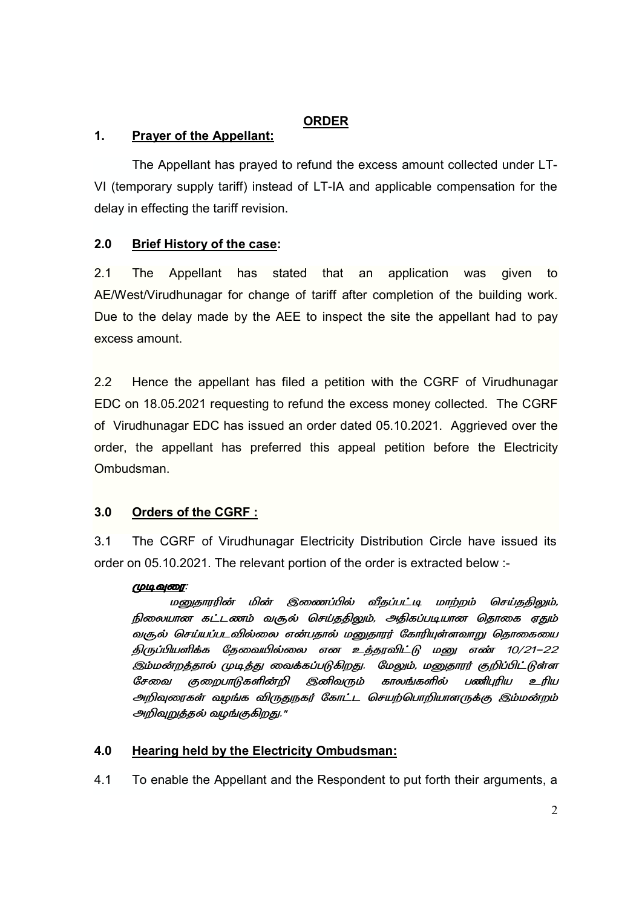## ORDER

### 1. Prayer of the Appellant:

The Appellant has prayed to refund the excess amount collected under LT-VI (temporary supply tariff) instead of LT-IA and applicable compensation for the delay in effecting the tariff revision.

### 2.0 Brief History of the case:

2.1 The Appellant has stated that an application was given to AE/West/Virudhunagar for change of tariff after completion of the building work. Due to the delay made by the AEE to inspect the site the appellant had to pay excess amount.

2.2 Hence the appellant has filed a petition with the CGRF of Virudhunagar EDC on 18.05.2021 requesting to refund the excess money collected. The CGRF of Virudhunagar EDC has issued an order dated 05.10.2021. Aggrieved over the order, the appellant has preferred this appeal petition before the Electricity Ombudsman.

### 3.0 Orders of the CGRF :

3.1 The CGRF of Virudhunagar Electricity Distribution Circle have issued its order on 05.10.2021. The relevant portion of the order is extracted below :-

> ***முடிவுரை:***
>
> *மனுதாரரின் மின் இணைப்பில் வீதப்பட்டி மாற்றம் செய்ததிலும், நிலையான கட்டணம் வசூல் செய்ததிலும், அதிகப்படியான தொகை ஏதும் வசூல் செய்யப்படவில்லை என்பதால் மனுதாரர் கோரியுள்ளவாறு தொகையை திருப்பியளிக்க தேவையில்லை என உத்தரவிட்டு மனு எண் 10/21–22 இம்மன்றத்தால் முடித்து வைக்கப்படுகிறது. மேலும், மனுதாரர் குறிப்பிட்டுள்ள சேவை குறைபாடுகளின்றி இனிவரும் காலங்களில் பணிபுரிய உரிய அறிவுரைகள் வழங்க விருதுநகர் கோட்ட செயற்பொறியாளருக்கு இம்மன்றம் அறிவுறுத்தல் வழங்குகிறது."*

### 4.0 Hearing held by the Electricity Ombudsman:

4.1 To enable the Appellant and the Respondent to put forth their arguments, a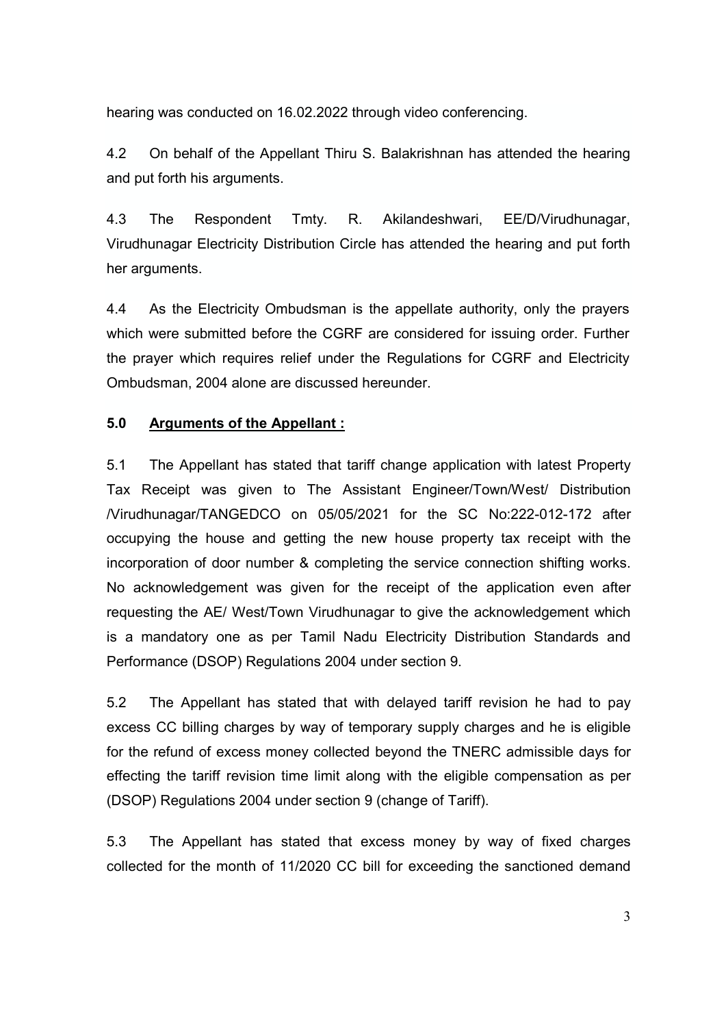hearing was conducted on 16.02.2022 through video conferencing.

4.2 On behalf of the Appellant Thiru S. Balakrishnan has attended the hearing and put forth his arguments.

4.3 The Respondent Tmty. R. Akilandeshwari, EE/D/Virudhunagar, Virudhunagar Electricity Distribution Circle has attended the hearing and put forth her arguments.

4.4 As the Electricity Ombudsman is the appellate authority, only the prayers which were submitted before the CGRF are considered for issuing order. Further the prayer which requires relief under the Regulations for CGRF and Electricity Ombudsman, 2004 alone are discussed hereunder.

## 5.0 Arguments of the Appellant :

5.1 The Appellant has stated that tariff change application with latest Property Tax Receipt was given to The Assistant Engineer/Town/West/ Distribution /Virudhunagar/TANGEDCO on 05/05/2021 for the SC No:222-012-172 after occupying the house and getting the new house property tax receipt with the incorporation of door number & completing the service connection shifting works. No acknowledgement was given for the receipt of the application even after requesting the AE/ West/Town Virudhunagar to give the acknowledgement which is a mandatory one as per Tamil Nadu Electricity Distribution Standards and Performance (DSOP) Regulations 2004 under section 9.

5.2 The Appellant has stated that with delayed tariff revision he had to pay excess CC billing charges by way of temporary supply charges and he is eligible for the refund of excess money collected beyond the TNERC admissible days for effecting the tariff revision time limit along with the eligible compensation as per (DSOP) Regulations 2004 under section 9 (change of Tariff).

5.3 The Appellant has stated that excess money by way of fixed charges collected for the month of 11/2020 CC bill for exceeding the sanctioned demand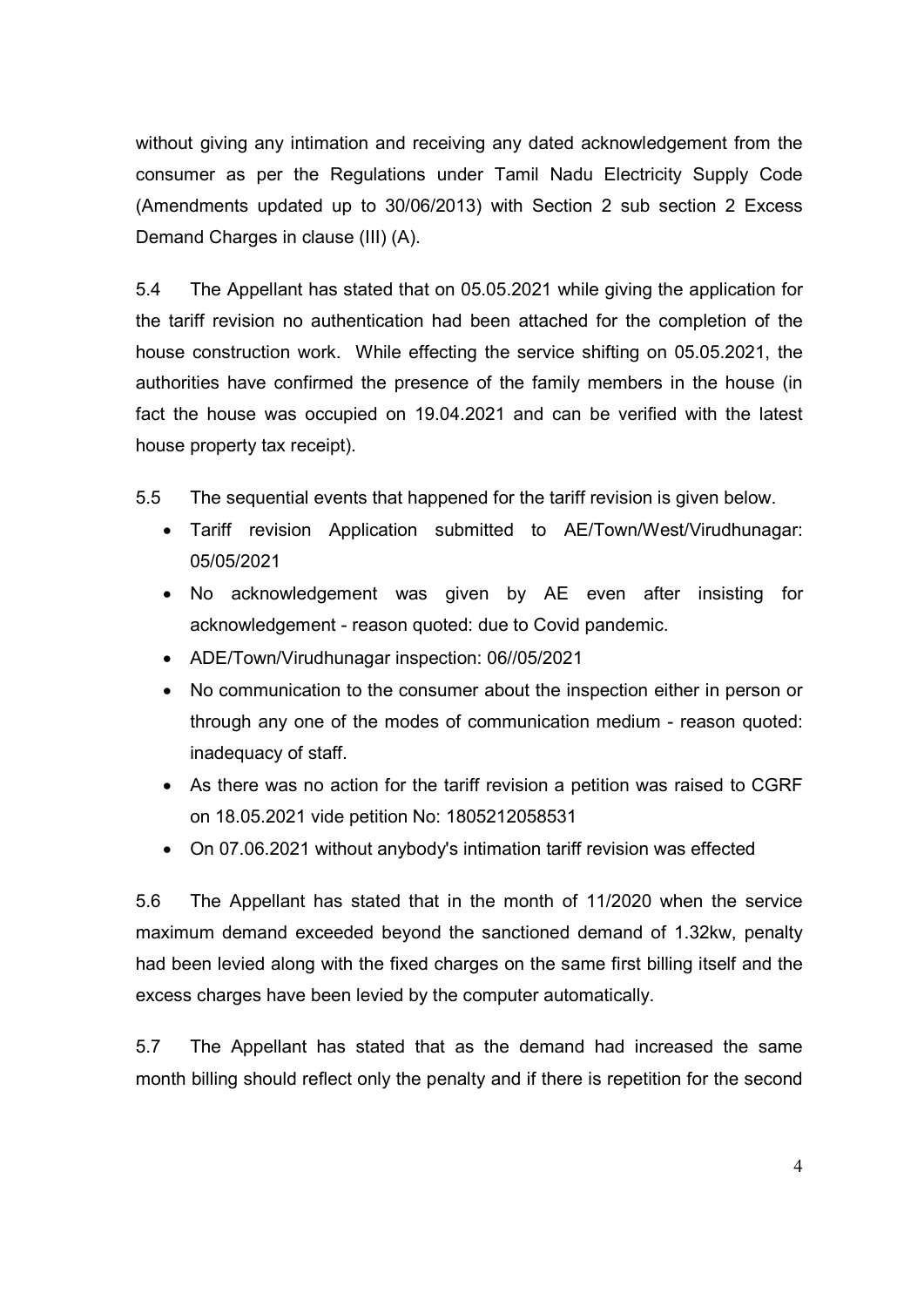without giving any intimation and receiving any dated acknowledgement from the consumer as per the Regulations under Tamil Nadu Electricity Supply Code (Amendments updated up to 30/06/2013) with Section 2 sub section 2 Excess Demand Charges in clause (III) (A).

5.4 The Appellant has stated that on 05.05.2021 while giving the application for the tariff revision no authentication had been attached for the completion of the house construction work. While effecting the service shifting on 05.05.2021, the authorities have confirmed the presence of the family members in the house (in fact the house was occupied on 19.04.2021 and can be verified with the latest house property tax receipt).

5.5 The sequential events that happened for the tariff revision is given below.

- Tariff revision Application submitted to AE/Town/West/Virudhunagar: 05/05/2021
- No acknowledgement was given by AE even after insisting for acknowledgement - reason quoted: due to Covid pandemic.
- ADE/Town/Virudhunagar inspection: 06//05/2021
- No communication to the consumer about the inspection either in person or through any one of the modes of communication medium - reason quoted: inadequacy of staff.
- As there was no action for the tariff revision a petition was raised to CGRF on 18.05.2021 vide petition No: 1805212058531
- On 07.06.2021 without anybody's intimation tariff revision was effected

5.6 The Appellant has stated that in the month of 11/2020 when the service maximum demand exceeded beyond the sanctioned demand of 1.32kw, penalty had been levied along with the fixed charges on the same first billing itself and the excess charges have been levied by the computer automatically.

5.7 The Appellant has stated that as the demand had increased the same month billing should reflect only the penalty and if there is repetition for the second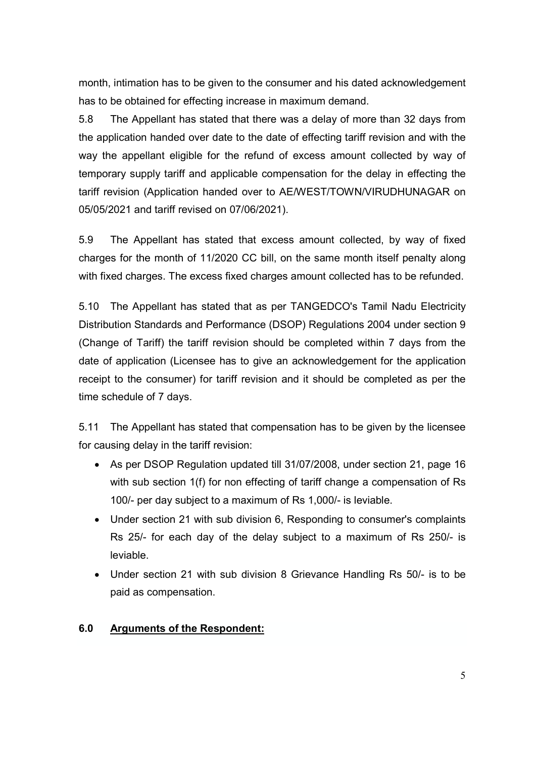month, intimation has to be given to the consumer and his dated acknowledgement has to be obtained for effecting increase in maximum demand.

5.8 The Appellant has stated that there was a delay of more than 32 days from the application handed over date to the date of effecting tariff revision and with the way the appellant eligible for the refund of excess amount collected by way of temporary supply tariff and applicable compensation for the delay in effecting the tariff revision (Application handed over to AE/WEST/TOWN/VIRUDHUNAGAR on 05/05/2021 and tariff revised on 07/06/2021).

5.9 The Appellant has stated that excess amount collected, by way of fixed charges for the month of 11/2020 CC bill, on the same month itself penalty along with fixed charges. The excess fixed charges amount collected has to be refunded.

5.10 The Appellant has stated that as per TANGEDCO's Tamil Nadu Electricity Distribution Standards and Performance (DSOP) Regulations 2004 under section 9 (Change of Tariff) the tariff revision should be completed within 7 days from the date of application (Licensee has to give an acknowledgement for the application receipt to the consumer) for tariff revision and it should be completed as per the time schedule of 7 days.

5.11 The Appellant has stated that compensation has to be given by the licensee for causing delay in the tariff revision:

- As per DSOP Regulation updated till 31/07/2008, under section 21, page 16 with sub section 1(f) for non effecting of tariff change a compensation of Rs 100/- per day subject to a maximum of Rs 1,000/- is leviable.
- Under section 21 with sub division 6, Responding to consumer's complaints Rs 25/- for each day of the delay subject to a maximum of Rs 250/- is leviable.
- Under section 21 with sub division 8 Grievance Handling Rs 50/- is to be paid as compensation.

## 6.0 Arguments of the Respondent: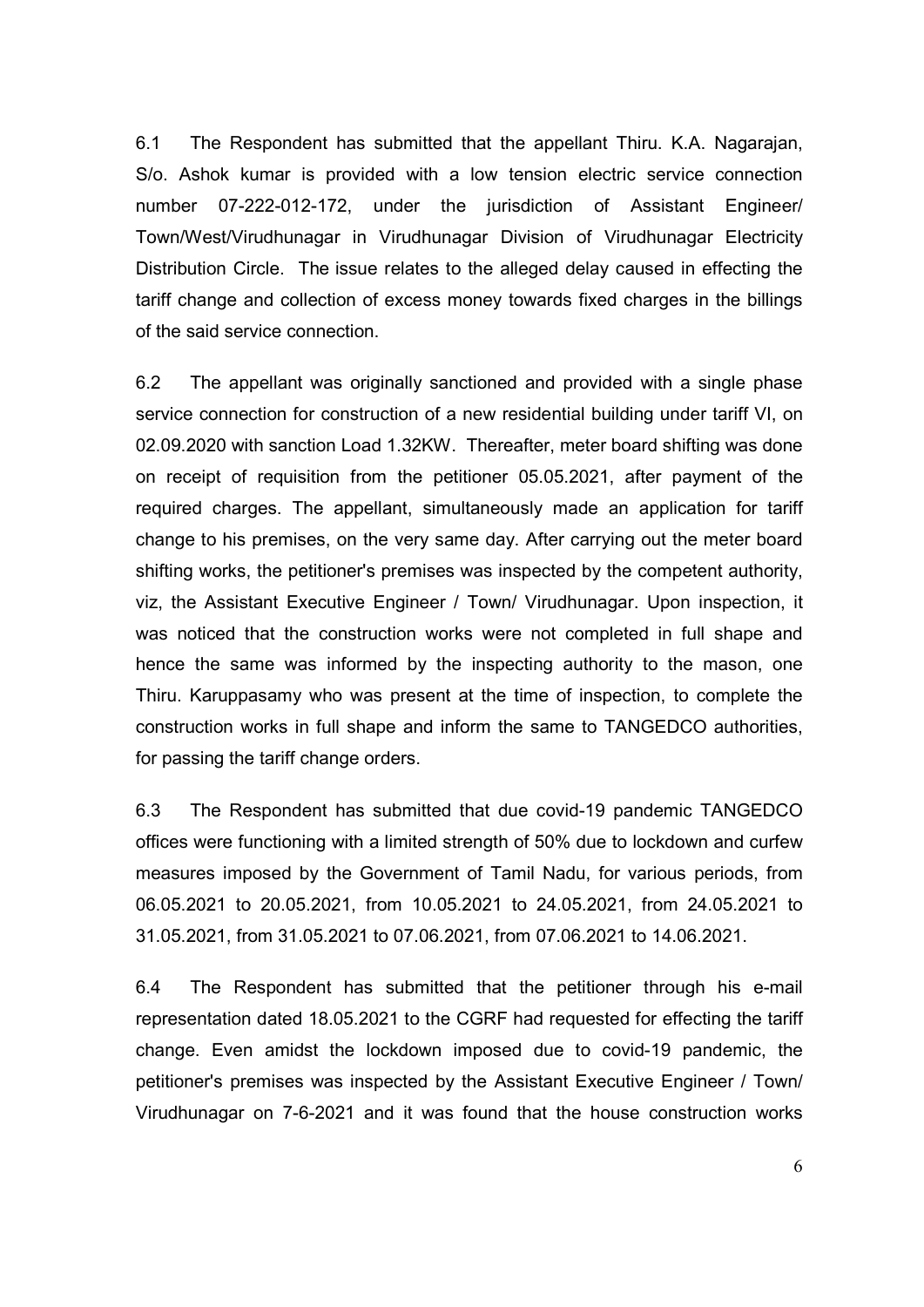6.1 The Respondent has submitted that the appellant Thiru. K.A. Nagarajan, S/o. Ashok kumar is provided with a low tension electric service connection number 07-222-012-172, under the jurisdiction of Assistant Engineer/ Town/West/Virudhunagar in Virudhunagar Division of Virudhunagar Electricity Distribution Circle. The issue relates to the alleged delay caused in effecting the tariff change and collection of excess money towards fixed charges in the billings of the said service connection.

6.2 The appellant was originally sanctioned and provided with a single phase service connection for construction of a new residential building under tariff VI, on 02.09.2020 with sanction Load 1.32KW. Thereafter, meter board shifting was done on receipt of requisition from the petitioner 05.05.2021, after payment of the required charges. The appellant, simultaneously made an application for tariff change to his premises, on the very same day. After carrying out the meter board shifting works, the petitioner's premises was inspected by the competent authority, viz, the Assistant Executive Engineer / Town/ Virudhunagar. Upon inspection, it was noticed that the construction works were not completed in full shape and hence the same was informed by the inspecting authority to the mason, one Thiru. Karuppasamy who was present at the time of inspection, to complete the construction works in full shape and inform the same to TANGEDCO authorities, for passing the tariff change orders.

6.3 The Respondent has submitted that due covid-19 pandemic TANGEDCO offices were functioning with a limited strength of 50% due to lockdown and curfew measures imposed by the Government of Tamil Nadu, for various periods, from 06.05.2021 to 20.05.2021, from 10.05.2021 to 24.05.2021, from 24.05.2021 to 31.05.2021, from 31.05.2021 to 07.06.2021, from 07.06.2021 to 14.06.2021.

6.4 The Respondent has submitted that the petitioner through his e-mail representation dated 18.05.2021 to the CGRF had requested for effecting the tariff change. Even amidst the lockdown imposed due to covid-19 pandemic, the petitioner's premises was inspected by the Assistant Executive Engineer / Town/ Virudhunagar on 7-6-2021 and it was found that the house construction works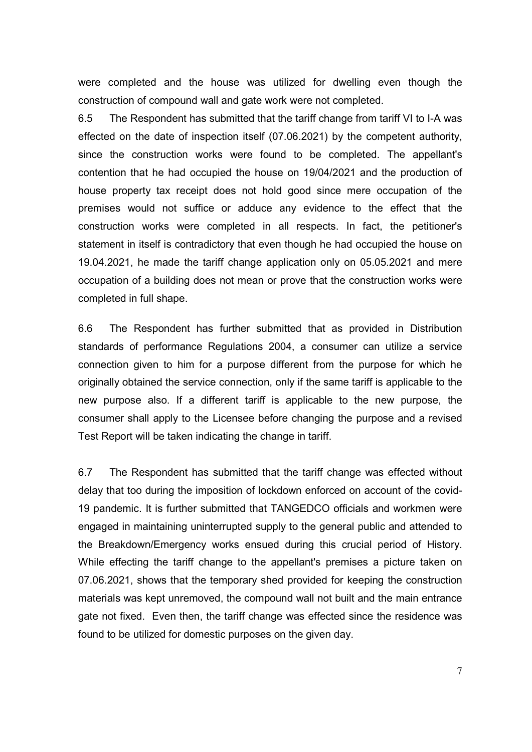were completed and the house was utilized for dwelling even though the construction of compound wall and gate work were not completed.

6.5 The Respondent has submitted that the tariff change from tariff VI to I-A was effected on the date of inspection itself (07.06.2021) by the competent authority, since the construction works were found to be completed. The appellant's contention that he had occupied the house on 19/04/2021 and the production of house property tax receipt does not hold good since mere occupation of the premises would not suffice or adduce any evidence to the effect that the construction works were completed in all respects. In fact, the petitioner's statement in itself is contradictory that even though he had occupied the house on 19.04.2021, he made the tariff change application only on 05.05.2021 and mere occupation of a building does not mean or prove that the construction works were completed in full shape.

6.6 The Respondent has further submitted that as provided in Distribution standards of performance Regulations 2004, a consumer can utilize a service connection given to him for a purpose different from the purpose for which he originally obtained the service connection, only if the same tariff is applicable to the new purpose also. If a different tariff is applicable to the new purpose, the consumer shall apply to the Licensee before changing the purpose and a revised Test Report will be taken indicating the change in tariff.

6.7 The Respondent has submitted that the tariff change was effected without delay that too during the imposition of lockdown enforced on account of the covid-19 pandemic. It is further submitted that TANGEDCO officials and workmen were engaged in maintaining uninterrupted supply to the general public and attended to the Breakdown/Emergency works ensued during this crucial period of History. While effecting the tariff change to the appellant's premises a picture taken on 07.06.2021, shows that the temporary shed provided for keeping the construction materials was kept unremoved, the compound wall not built and the main entrance gate not fixed. Even then, the tariff change was effected since the residence was found to be utilized for domestic purposes on the given day.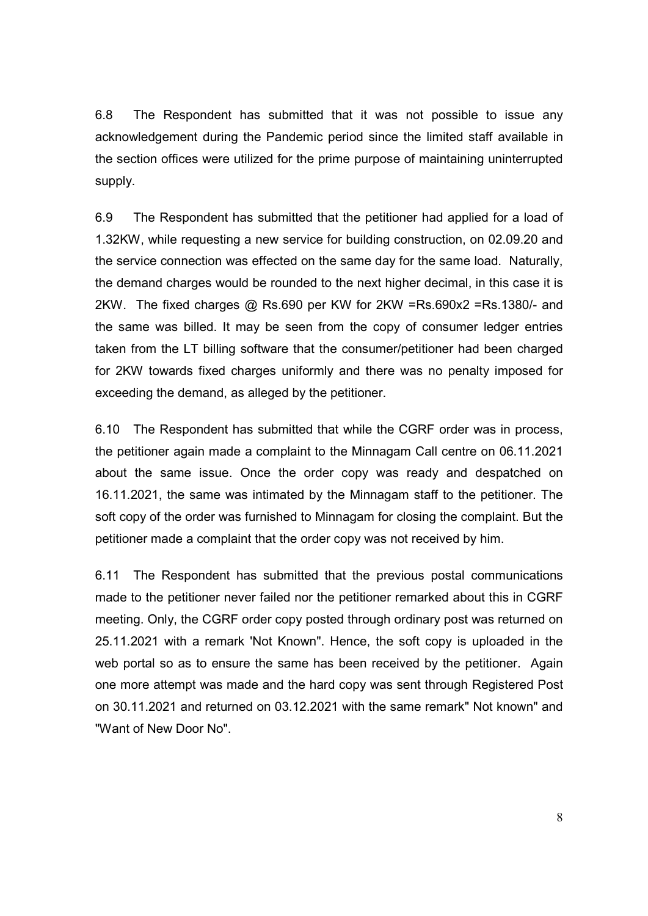6.8 The Respondent has submitted that it was not possible to issue any acknowledgement during the Pandemic period since the limited staff available in the section offices were utilized for the prime purpose of maintaining uninterrupted supply.

6.9 The Respondent has submitted that the petitioner had applied for a load of 1.32KW, while requesting a new service for building construction, on 02.09.20 and the service connection was effected on the same day for the same load. Naturally, the demand charges would be rounded to the next higher decimal, in this case it is 2KW. The fixed charges @ Rs.690 per KW for 2KW =Rs.690x2 =Rs.1380/- and the same was billed. It may be seen from the copy of consumer ledger entries taken from the LT billing software that the consumer/petitioner had been charged for 2KW towards fixed charges uniformly and there was no penalty imposed for exceeding the demand, as alleged by the petitioner.

6.10 The Respondent has submitted that while the CGRF order was in process, the petitioner again made a complaint to the Minnagam Call centre on 06.11.2021 about the same issue. Once the order copy was ready and despatched on 16.11.2021, the same was intimated by the Minnagam staff to the petitioner. The soft copy of the order was furnished to Minnagam for closing the complaint. But the petitioner made a complaint that the order copy was not received by him.

6.11 The Respondent has submitted that the previous postal communications made to the petitioner never failed nor the petitioner remarked about this in CGRF meeting. Only, the CGRF order copy posted through ordinary post was returned on 25.11.2021 with a remark 'Not Known". Hence, the soft copy is uploaded in the web portal so as to ensure the same has been received by the petitioner. Again one more attempt was made and the hard copy was sent through Registered Post on 30.11.2021 and returned on 03.12.2021 with the same remark" Not known" and "Want of New Door No".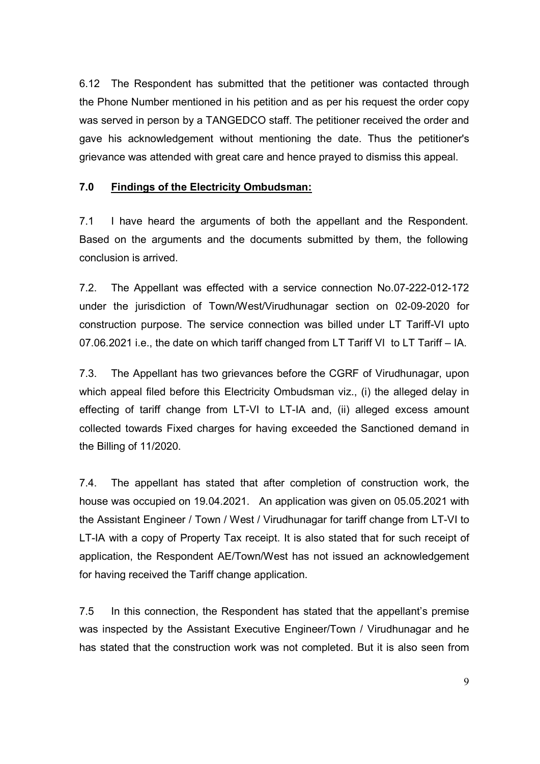6.12 The Respondent has submitted that the petitioner was contacted through the Phone Number mentioned in his petition and as per his request the order copy was served in person by a TANGEDCO staff. The petitioner received the order and gave his acknowledgement without mentioning the date. Thus the petitioner's grievance was attended with great care and hence prayed to dismiss this appeal.

## 7.0 **Findings of the Electricity Ombudsman:**

7.1 I have heard the arguments of both the appellant and the Respondent. Based on the arguments and the documents submitted by them, the following conclusion is arrived.

7.2. The Appellant was effected with a service connection No.07-222-012-172 under the jurisdiction of Town/West/Virudhunagar section on 02-09-2020 for construction purpose. The service connection was billed under LT Tariff-VI upto 07.06.2021 i.e., the date on which tariff changed from LT Tariff VI to LT Tariff – IA.

7.3. The Appellant has two grievances before the CGRF of Virudhunagar, upon which appeal filed before this Electricity Ombudsman viz., (i) the alleged delay in effecting of tariff change from LT-VI to LT-IA and, (ii) alleged excess amount collected towards Fixed charges for having exceeded the Sanctioned demand in the Billing of 11/2020.

7.4. The appellant has stated that after completion of construction work, the house was occupied on 19.04.2021. An application was given on 05.05.2021 with the Assistant Engineer / Town / West / Virudhunagar for tariff change from LT-VI to LT-IA with a copy of Property Tax receipt. It is also stated that for such receipt of application, the Respondent AE/Town/West has not issued an acknowledgement for having received the Tariff change application.

7.5 In this connection, the Respondent has stated that the appellant's premise was inspected by the Assistant Executive Engineer/Town / Virudhunagar and he has stated that the construction work was not completed. But it is also seen from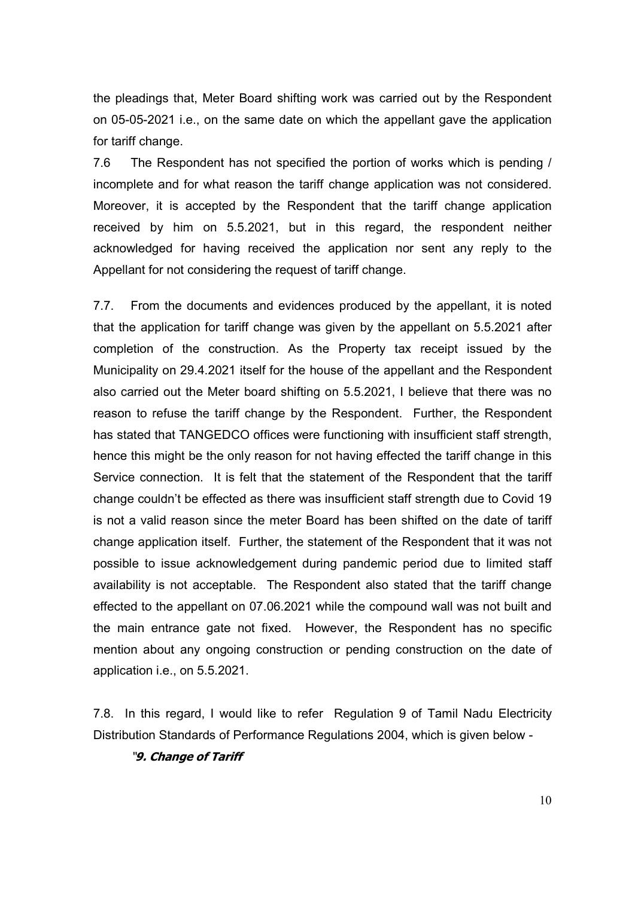the pleadings that, Meter Board shifting work was carried out by the Respondent on 05-05-2021 i.e., on the same date on which the appellant gave the application for tariff change.

7.6 The Respondent has not specified the portion of works which is pending / incomplete and for what reason the tariff change application was not considered. Moreover, it is accepted by the Respondent that the tariff change application received by him on 5.5.2021, but in this regard, the respondent neither acknowledged for having received the application nor sent any reply to the Appellant for not considering the request of tariff change.

7.7. From the documents and evidences produced by the appellant, it is noted that the application for tariff change was given by the appellant on 5.5.2021 after completion of the construction. As the Property tax receipt issued by the Municipality on 29.4.2021 itself for the house of the appellant and the Respondent also carried out the Meter board shifting on 5.5.2021, I believe that there was no reason to refuse the tariff change by the Respondent. Further, the Respondent has stated that TANGEDCO offices were functioning with insufficient staff strength, hence this might be the only reason for not having effected the tariff change in this Service connection. It is felt that the statement of the Respondent that the tariff change couldn't be effected as there was insufficient staff strength due to Covid 19 is not a valid reason since the meter Board has been shifted on the date of tariff change application itself. Further, the statement of the Respondent that it was not possible to issue acknowledgement during pandemic period due to limited staff availability is not acceptable. The Respondent also stated that the tariff change effected to the appellant on 07.06.2021 while the compound wall was not built and the main entrance gate not fixed. However, the Respondent has no specific mention about any ongoing construction or pending construction on the date of application i.e., on 5.5.2021.

7.8. In this regard, I would like to refer Regulation 9 of Tamil Nadu Electricity Distribution Standards of Performance Regulations 2004, which is given below -

"***9. Change of Tariff***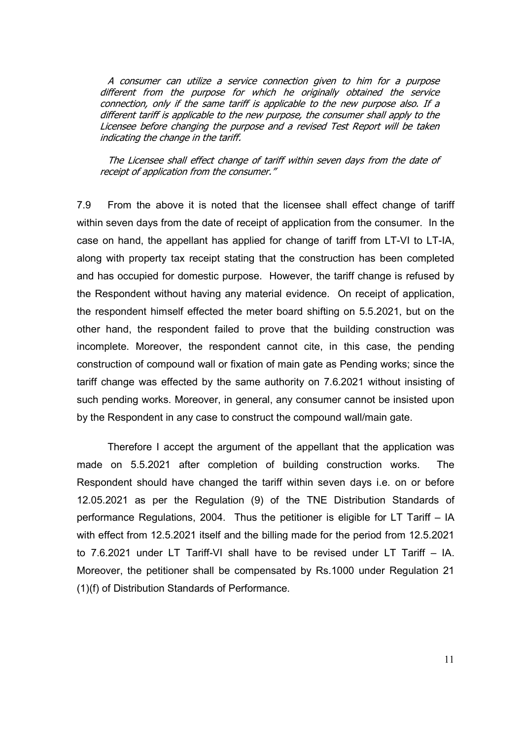*A consumer can utilize a service connection given to him for a purpose different from the purpose for which he originally obtained the service connection, only if the same tariff is applicable to the new purpose also. If a different tariff is applicable to the new purpose, the consumer shall apply to the Licensee before changing the purpose and a revised Test Report will be taken indicating the change in the tariff.*

*The Licensee shall effect change of tariff within seven days from the date of receipt of application from the consumer."*

7.9 From the above it is noted that the licensee shall effect change of tariff within seven days from the date of receipt of application from the consumer. In the case on hand, the appellant has applied for change of tariff from LT-VI to LT-IA, along with property tax receipt stating that the construction has been completed and has occupied for domestic purpose. However, the tariff change is refused by the Respondent without having any material evidence. On receipt of application, the respondent himself effected the meter board shifting on 5.5.2021, but on the other hand, the respondent failed to prove that the building construction was incomplete. Moreover, the respondent cannot cite, in this case, the pending construction of compound wall or fixation of main gate as Pending works; since the tariff change was effected by the same authority on 7.6.2021 without insisting of such pending works. Moreover, in general, any consumer cannot be insisted upon by the Respondent in any case to construct the compound wall/main gate.

Therefore I accept the argument of the appellant that the application was made on 5.5.2021 after completion of building construction works. The Respondent should have changed the tariff within seven days i.e. on or before 12.05.2021 as per the Regulation (9) of the TNE Distribution Standards of performance Regulations, 2004. Thus the petitioner is eligible for LT Tariff – IA with effect from 12.5.2021 itself and the billing made for the period from 12.5.2021 to 7.6.2021 under LT Tariff-VI shall have to be revised under LT Tariff – IA. Moreover, the petitioner shall be compensated by Rs.1000 under Regulation 21 (1)(f) of Distribution Standards of Performance.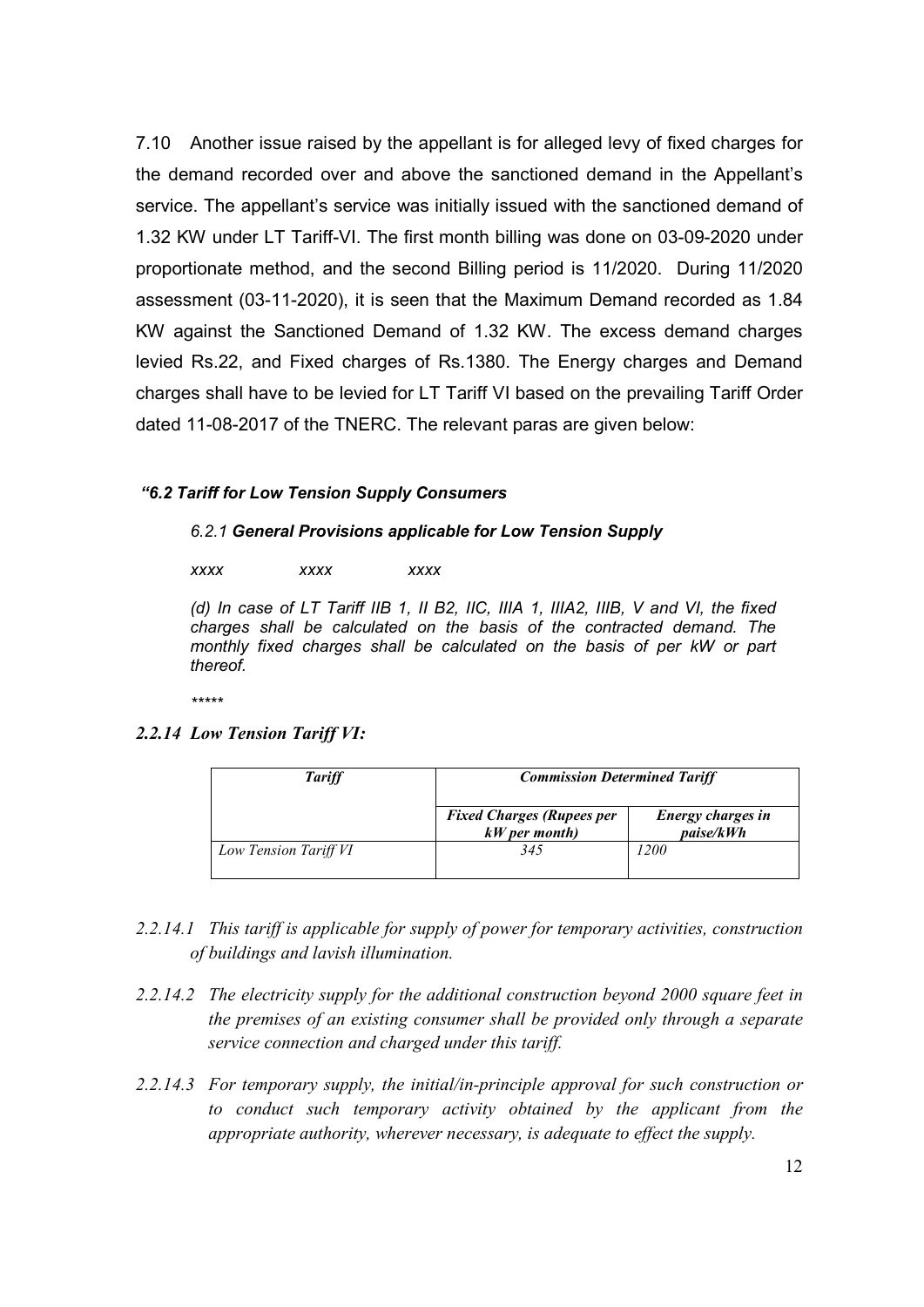7.10 Another issue raised by the appellant is for alleged levy of fixed charges for the demand recorded over and above the sanctioned demand in the Appellant's service. The appellant's service was initially issued with the sanctioned demand of 1.32 KW under LT Tariff-VI. The first month billing was done on 03-09-2020 under proportionate method, and the second Billing period is 11/2020. During 11/2020 assessment (03-11-2020), it is seen that the Maximum Demand recorded as 1.84 KW against the Sanctioned Demand of 1.32 KW. The excess demand charges levied Rs.22, and Fixed charges of Rs.1380. The Energy charges and Demand charges shall have to be levied for LT Tariff VI based on the prevailing Tariff Order dated 11-08-2017 of the TNERC. The relevant paras are given below:

***"6.2 Tariff for Low Tension Supply Consumers***

*6.2.1* ***General Provisions applicable for Low Tension Supply***

*xxxx xxxx xxxx*

*(d) In case of LT Tariff IIB 1, II B2, IIC, IIIA 1, IIIA2, IIIB, V and VI, the fixed charges shall be calculated on the basis of the contracted demand. The monthly fixed charges shall be calculated on the basis of per kW or part thereof.*

*\*\*\*\*\**

***2.2.14 Low Tension Tariff VI:***

| ***Tariff*** | ***Commission Determined Tariff*** | |
|---|---|---|
| | ***Fixed Charges (Rupees per kW per month)*** | ***Energy charges in paise/kWh*** |
| *Low Tension Tariff VI* | *345* | *1200* |

*2.2.14.1 This tariff is applicable for supply of power for temporary activities, construction of buildings and lavish illumination.*

*2.2.14.2 The electricity supply for the additional construction beyond 2000 square feet in the premises of an existing consumer shall be provided only through a separate service connection and charged under this tariff.*

*2.2.14.3 For temporary supply, the initial/in-principle approval for such construction or to conduct such temporary activity obtained by the applicant from the appropriate authority, wherever necessary, is adequate to effect the supply.*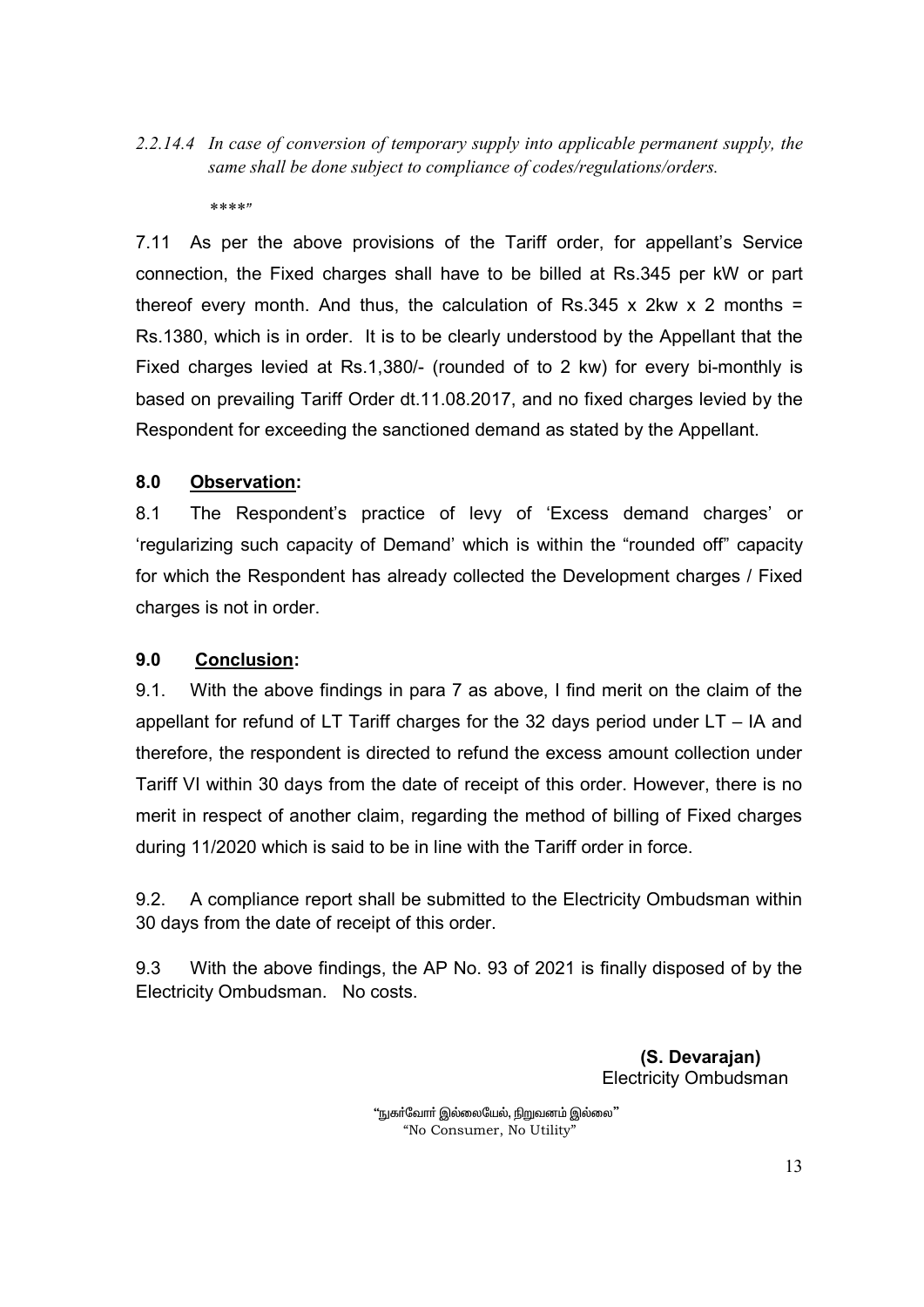*2.2.14.4 In case of conversion of temporary supply into applicable permanent supply, the same shall be done subject to compliance of codes/regulations/orders.*

*\*\*\*\*"*

7.11 As per the above provisions of the Tariff order, for appellant's Service connection, the Fixed charges shall have to be billed at Rs.345 per kW or part thereof every month. And thus, the calculation of Rs.345 x 2kw x 2 months = Rs.1380, which is in order. It is to be clearly understood by the Appellant that the Fixed charges levied at Rs.1,380/- (rounded of to 2 kw) for every bi-monthly is based on prevailing Tariff Order dt.11.08.2017, and no fixed charges levied by the Respondent for exceeding the sanctioned demand as stated by the Appellant.

## 8.0 Observation:

8.1 The Respondent's practice of levy of 'Excess demand charges' or 'regularizing such capacity of Demand' which is within the "rounded off" capacity for which the Respondent has already collected the Development charges / Fixed charges is not in order.

## 9.0 Conclusion:

9.1. With the above findings in para 7 as above, I find merit on the claim of the appellant for refund of LT Tariff charges for the 32 days period under LT – IA and therefore, the respondent is directed to refund the excess amount collection under Tariff VI within 30 days from the date of receipt of this order. However, there is no merit in respect of another claim, regarding the method of billing of Fixed charges during 11/2020 which is said to be in line with the Tariff order in force.

9.2. A compliance report shall be submitted to the Electricity Ombudsman within 30 days from the date of receipt of this order.

9.3 With the above findings, the AP No. 93 of 2021 is finally disposed of by the Electricity Ombudsman. No costs.

**(S. Devarajan)**
Electricity Ombudsman

"நுகர்வோர் இல்லையேல், நிறுவனம் இல்லை"
"No Consumer, No Utility"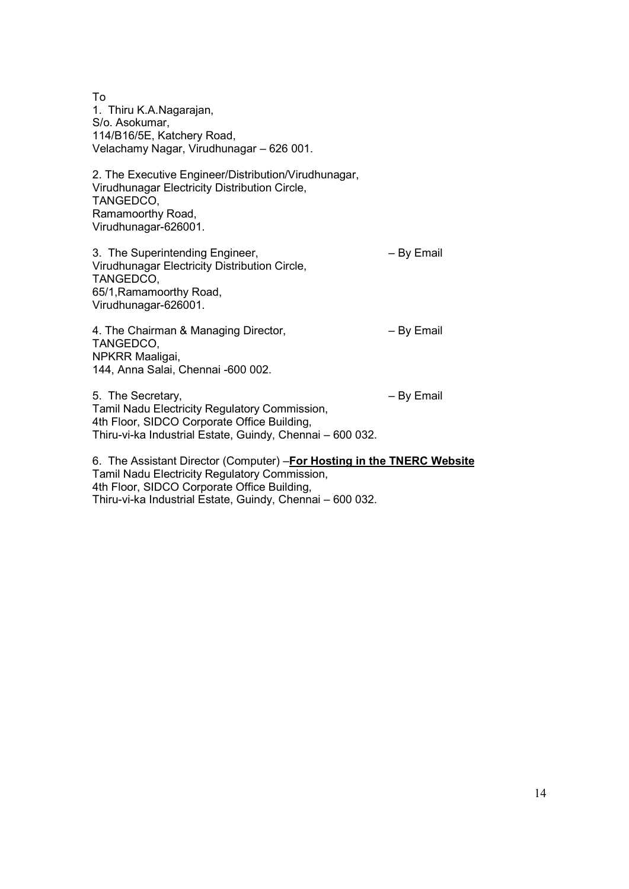To

1. Thiru K.A.Nagarajan,
S/o. Asokumar,
114/B16/5E, Katchery Road,
Velachamy Nagar, Virudhunagar – 626 001.

2. The Executive Engineer/Distribution/Virudhunagar,
Virudhunagar Electricity Distribution Circle,
TANGEDCO,
Ramamoorthy Road,
Virudhunagar-626001.

3. The Superintending Engineer, – By Email
Virudhunagar Electricity Distribution Circle,
TANGEDCO,
65/1,Ramamoorthy Road,
Virudhunagar-626001.

4. The Chairman & Managing Director, – By Email
TANGEDCO,
NPKRR Maaligai,
144, Anna Salai, Chennai -600 002.

5. The Secretary, – By Email
Tamil Nadu Electricity Regulatory Commission,
4th Floor, SIDCO Corporate Office Building,
Thiru-vi-ka Industrial Estate, Guindy, Chennai – 600 032.

6. The Assistant Director (Computer) –**For Hosting in the TNERC Website**
Tamil Nadu Electricity Regulatory Commission,
4th Floor, SIDCO Corporate Office Building,
Thiru-vi-ka Industrial Estate, Guindy, Chennai – 600 032.